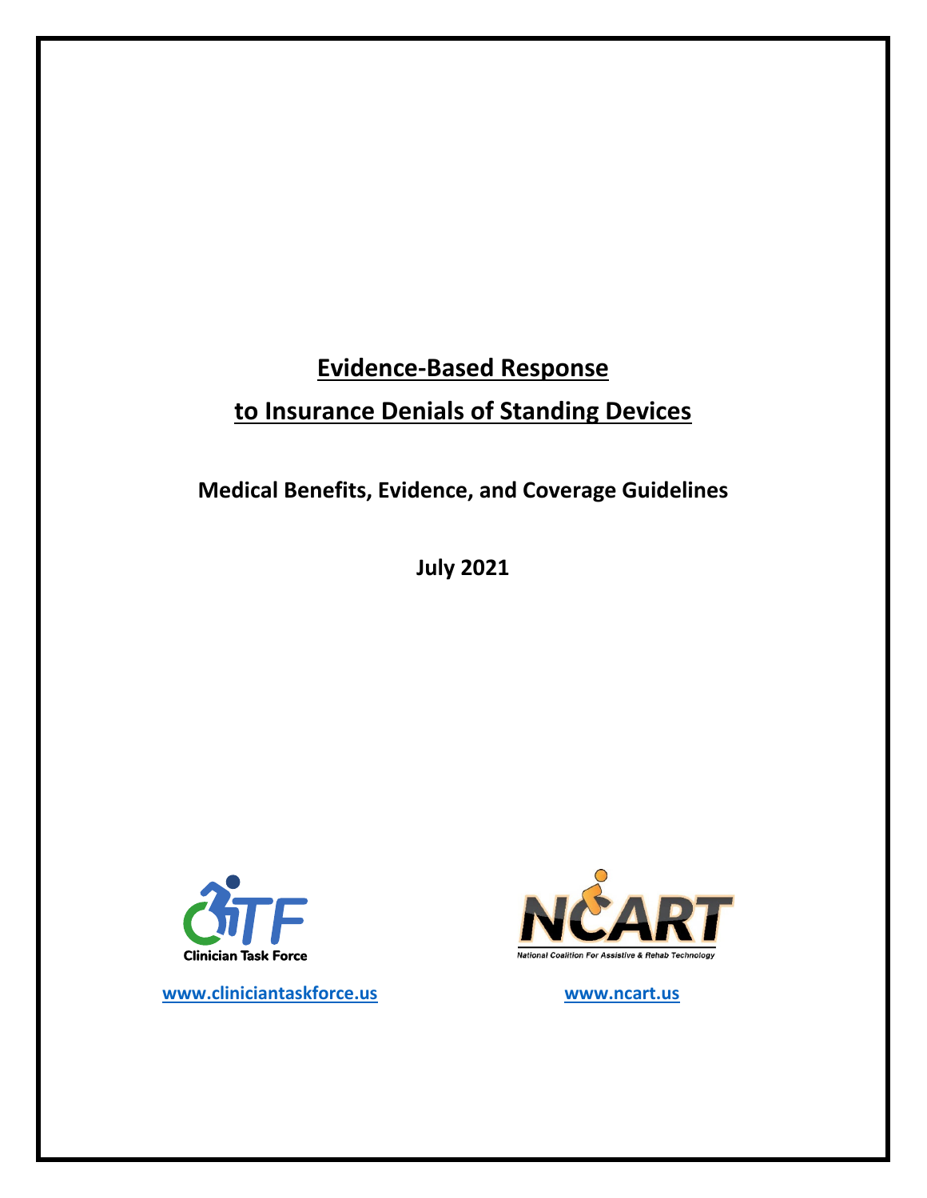# Evidence-Based Response

# to Insurance Denials of Standing Devices

**Medical Benefits, Evidence, and Coverage Guidelines**

**July 2021**

Clinician Task Force

www.cliniciantaskforce.us

National Coalition For Assistive & Rehab Technology

www.ncart.us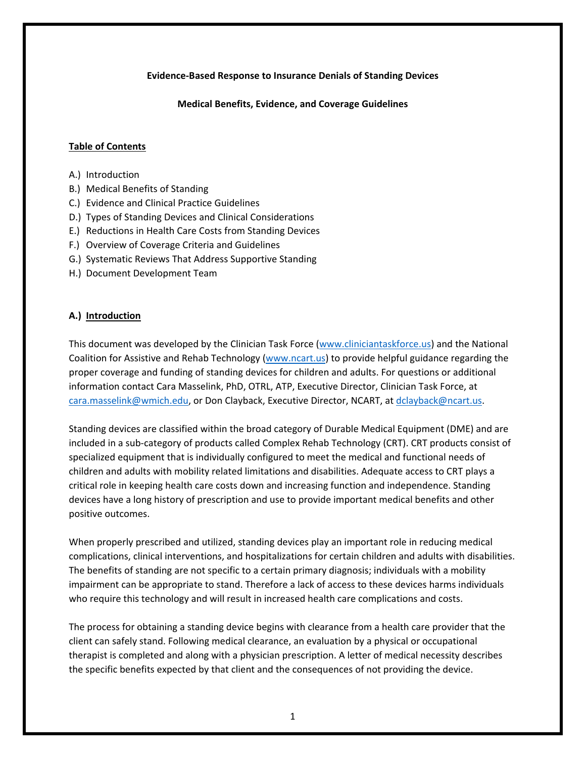**Evidence-Based Response to Insurance Denials of Standing Devices**

**Medical Benefits, Evidence, and Coverage Guidelines**

**Table of Contents**

A.) Introduction
B.) Medical Benefits of Standing
C.) Evidence and Clinical Practice Guidelines
D.) Types of Standing Devices and Clinical Considerations
E.) Reductions in Health Care Costs from Standing Devices
F.) Overview of Coverage Criteria and Guidelines
G.) Systematic Reviews That Address Supportive Standing
H.) Document Development Team

## A.) Introduction

This document was developed by the Clinician Task Force (www.cliniciantaskforce.us) and the National Coalition for Assistive and Rehab Technology (www.ncart.us) to provide helpful guidance regarding the proper coverage and funding of standing devices for children and adults. For questions or additional information contact Cara Masselink, PhD, OTRL, ATP, Executive Director, Clinician Task Force, at cara.masselink@wmich.edu, or Don Clayback, Executive Director, NCART, at dclayback@ncart.us.

Standing devices are classified within the broad category of Durable Medical Equipment (DME) and are included in a sub-category of products called Complex Rehab Technology (CRT). CRT products consist of specialized equipment that is individually configured to meet the medical and functional needs of children and adults with mobility related limitations and disabilities. Adequate access to CRT plays a critical role in keeping health care costs down and increasing function and independence. Standing devices have a long history of prescription and use to provide important medical benefits and other positive outcomes.

When properly prescribed and utilized, standing devices play an important role in reducing medical complications, clinical interventions, and hospitalizations for certain children and adults with disabilities. The benefits of standing are not specific to a certain primary diagnosis; individuals with a mobility impairment can be appropriate to stand. Therefore a lack of access to these devices harms individuals who require this technology and will result in increased health care complications and costs.

The process for obtaining a standing device begins with clearance from a health care provider that the client can safely stand. Following medical clearance, an evaluation by a physical or occupational therapist is completed and along with a physician prescription. A letter of medical necessity describes the specific benefits expected by that client and the consequences of not providing the device.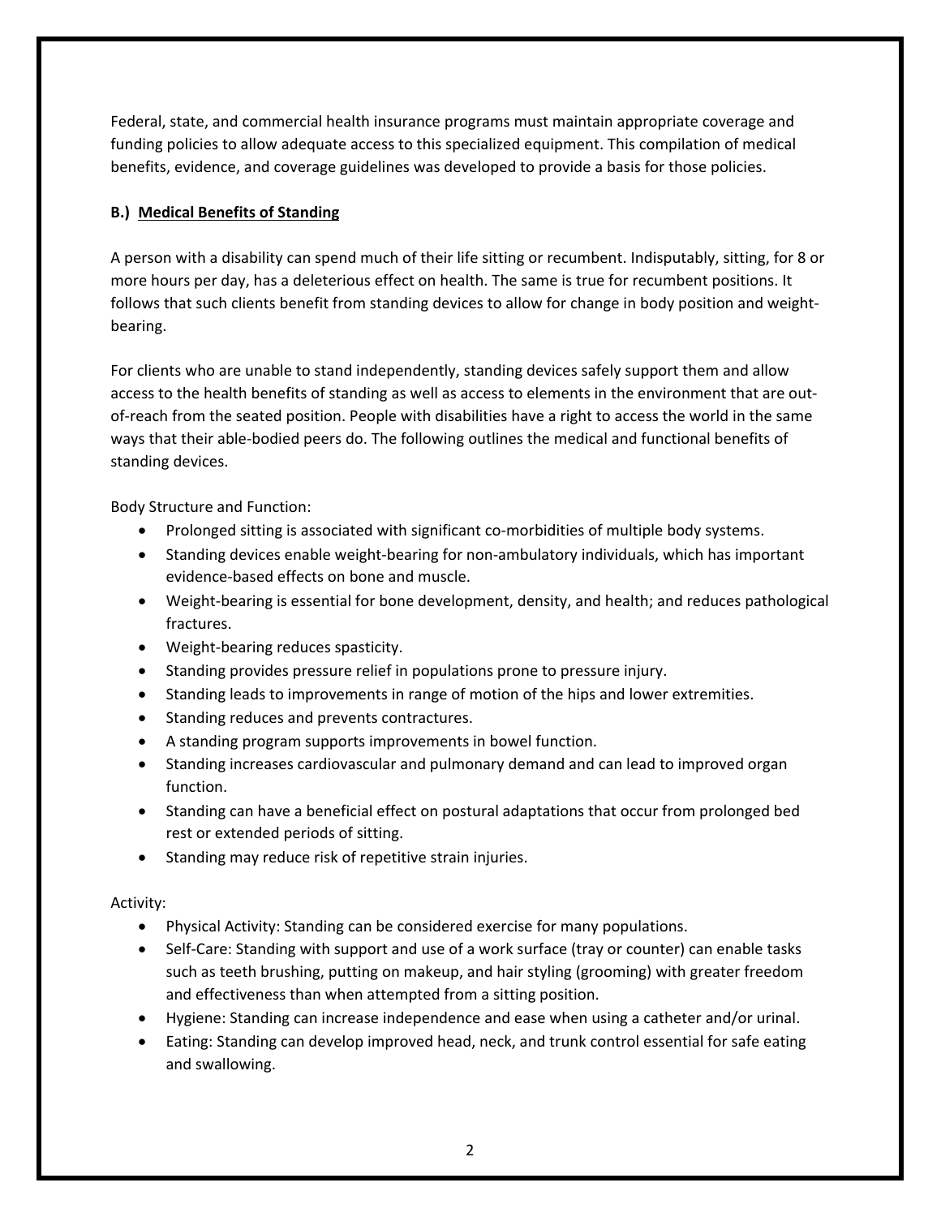Federal, state, and commercial health insurance programs must maintain appropriate coverage and funding policies to allow adequate access to this specialized equipment. This compilation of medical benefits, evidence, and coverage guidelines was developed to provide a basis for those policies.

## B.) Medical Benefits of Standing

A person with a disability can spend much of their life sitting or recumbent. Indisputably, sitting, for 8 or more hours per day, has a deleterious effect on health. The same is true for recumbent positions. It follows that such clients benefit from standing devices to allow for change in body position and weight-bearing.

For clients who are unable to stand independently, standing devices safely support them and allow access to the health benefits of standing as well as access to elements in the environment that are out-of-reach from the seated position. People with disabilities have a right to access the world in the same ways that their able-bodied peers do. The following outlines the medical and functional benefits of standing devices.

Body Structure and Function:

- Prolonged sitting is associated with significant co-morbidities of multiple body systems.
- Standing devices enable weight-bearing for non-ambulatory individuals, which has important evidence-based effects on bone and muscle.
- Weight-bearing is essential for bone development, density, and health; and reduces pathological fractures.
- Weight-bearing reduces spasticity.
- Standing provides pressure relief in populations prone to pressure injury.
- Standing leads to improvements in range of motion of the hips and lower extremities.
- Standing reduces and prevents contractures.
- A standing program supports improvements in bowel function.
- Standing increases cardiovascular and pulmonary demand and can lead to improved organ function.
- Standing can have a beneficial effect on postural adaptations that occur from prolonged bed rest or extended periods of sitting.
- Standing may reduce risk of repetitive strain injuries.

Activity:

- Physical Activity: Standing can be considered exercise for many populations.
- Self-Care: Standing with support and use of a work surface (tray or counter) can enable tasks such as teeth brushing, putting on makeup, and hair styling (grooming) with greater freedom and effectiveness than when attempted from a sitting position.
- Hygiene: Standing can increase independence and ease when using a catheter and/or urinal.
- Eating: Standing can develop improved head, neck, and trunk control essential for safe eating and swallowing.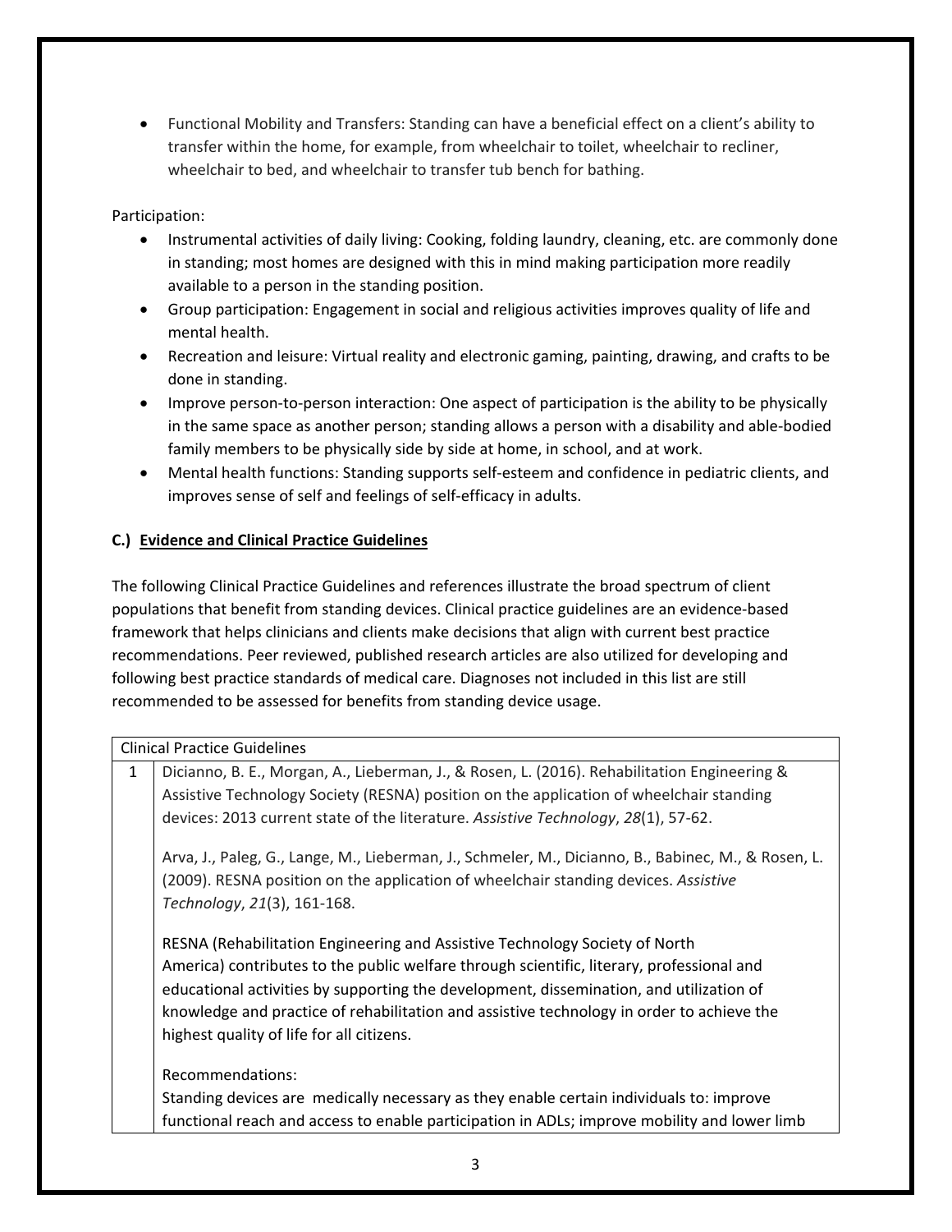- Functional Mobility and Transfers: Standing can have a beneficial effect on a client's ability to transfer within the home, for example, from wheelchair to toilet, wheelchair to recliner, wheelchair to bed, and wheelchair to transfer tub bench for bathing.

Participation:

- Instrumental activities of daily living: Cooking, folding laundry, cleaning, etc. are commonly done in standing; most homes are designed with this in mind making participation more readily available to a person in the standing position.
- Group participation: Engagement in social and religious activities improves quality of life and mental health.
- Recreation and leisure: Virtual reality and electronic gaming, painting, drawing, and crafts to be done in standing.
- Improve person-to-person interaction: One aspect of participation is the ability to be physically in the same space as another person; standing allows a person with a disability and able-bodied family members to be physically side by side at home, in school, and at work.
- Mental health functions: Standing supports self-esteem and confidence in pediatric clients, and improves sense of self and feelings of self-efficacy in adults.

## C.) Evidence and Clinical Practice Guidelines

The following Clinical Practice Guidelines and references illustrate the broad spectrum of client populations that benefit from standing devices. Clinical practice guidelines are an evidence-based framework that helps clinicians and clients make decisions that align with current best practice recommendations. Peer reviewed, published research articles are also utilized for developing and following best practice standards of medical care. Diagnoses not included in this list are still recommended to be assessed for benefits from standing device usage.

| Clinical Practice Guidelines | |
|---|---|
| 1 | Dicianno, B. E., Morgan, A., Lieberman, J., & Rosen, L. (2016). Rehabilitation Engineering & Assistive Technology Society (RESNA) position on the application of wheelchair standing devices: 2013 current state of the literature. *Assistive Technology*, *28*(1), 57-62.<br><br>Arva, J., Paleg, G., Lange, M., Lieberman, J., Schmeler, M., Dicianno, B., Babinec, M., & Rosen, L. (2009). RESNA position on the application of wheelchair standing devices. *Assistive Technology*, *21*(3), 161-168.<br><br>RESNA (Rehabilitation Engineering and Assistive Technology Society of North America) contributes to the public welfare through scientific, literary, professional and educational activities by supporting the development, dissemination, and utilization of knowledge and practice of rehabilitation and assistive technology in order to achieve the highest quality of life for all citizens.<br><br>Recommendations:<br>Standing devices are medically necessary as they enable certain individuals to: improve functional reach and access to enable participation in ADLs; improve mobility and lower limb |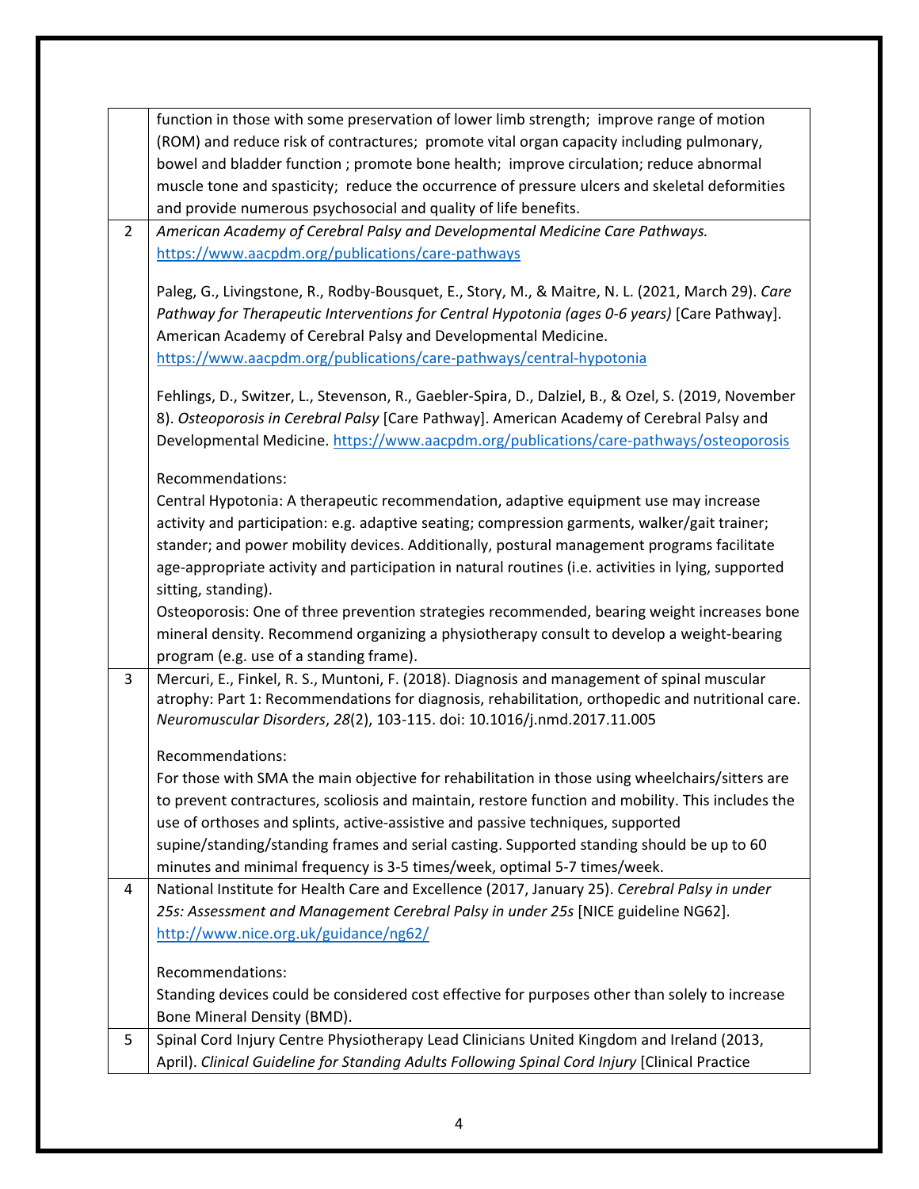| | |
|---|---|
| | function in those with some preservation of lower limb strength; improve range of motion (ROM) and reduce risk of contractures; promote vital organ capacity including pulmonary, bowel and bladder function ; promote bone health; improve circulation; reduce abnormal muscle tone and spasticity; reduce the occurrence of pressure ulcers and skeletal deformities and provide numerous psychosocial and quality of life benefits. |
| 2 | *American Academy of Cerebral Palsy and Developmental Medicine Care Pathways.* https://www.aacpdm.org/publications/care-pathways<br><br>Paleg, G., Livingstone, R., Rodby-Bousquet, E., Story, M., & Maitre, N. L. (2021, March 29). *Care Pathway for Therapeutic Interventions for Central Hypotonia (ages 0-6 years)* [Care Pathway]. American Academy of Cerebral Palsy and Developmental Medicine. https://www.aacpdm.org/publications/care-pathways/central-hypotonia<br><br>Fehlings, D., Switzer, L., Stevenson, R., Gaebler-Spira, D., Dalziel, B., & Ozel, S. (2019, November 8). *Osteoporosis in Cerebral Palsy* [Care Pathway]. American Academy of Cerebral Palsy and Developmental Medicine. https://www.aacpdm.org/publications/care-pathways/osteoporosis<br><br>Recommendations:<br>Central Hypotonia: A therapeutic recommendation, adaptive equipment use may increase activity and participation: e.g. adaptive seating; compression garments, walker/gait trainer; stander; and power mobility devices. Additionally, postural management programs facilitate age-appropriate activity and participation in natural routines (i.e. activities in lying, supported sitting, standing).<br>Osteoporosis: One of three prevention strategies recommended, bearing weight increases bone mineral density. Recommend organizing a physiotherapy consult to develop a weight-bearing program (e.g. use of a standing frame). |
| 3 | Mercuri, E., Finkel, R. S., Muntoni, F. (2018). Diagnosis and management of spinal muscular atrophy: Part 1: Recommendations for diagnosis, rehabilitation, orthopedic and nutritional care. *Neuromuscular Disorders*, *28*(2), 103-115. doi: 10.1016/j.nmd.2017.11.005<br><br>Recommendations:<br>For those with SMA the main objective for rehabilitation in those using wheelchairs/sitters are to prevent contractures, scoliosis and maintain, restore function and mobility. This includes the use of orthoses and splints, active-assistive and passive techniques, supported supine/standing/standing frames and serial casting. Supported standing should be up to 60 minutes and minimal frequency is 3-5 times/week, optimal 5-7 times/week. |
| 4 | National Institute for Health Care and Excellence (2017, January 25). *Cerebral Palsy in under 25s: Assessment and Management Cerebral Palsy in under 25s* [NICE guideline NG62]. http://www.nice.org.uk/guidance/ng62/<br><br>Recommendations:<br>Standing devices could be considered cost effective for purposes other than solely to increase Bone Mineral Density (BMD). |
| 5 | Spinal Cord Injury Centre Physiotherapy Lead Clinicians United Kingdom and Ireland (2013, April). *Clinical Guideline for Standing Adults Following Spinal Cord Injury* [Clinical Practice |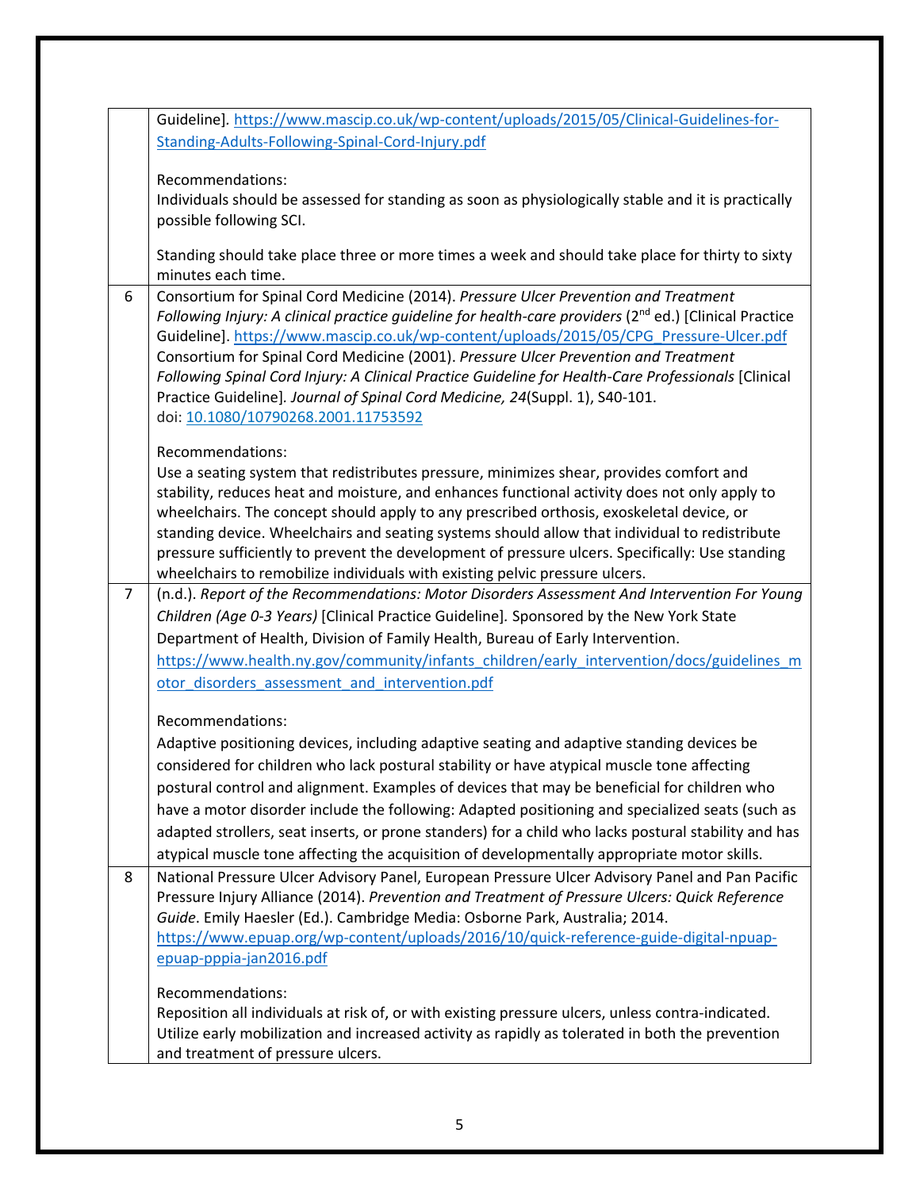| | |
|---|---|
| | Guideline]. https://www.mascip.co.uk/wp-content/uploads/2015/05/Clinical-Guidelines-for-Standing-Adults-Following-Spinal-Cord-Injury.pdf<br><br>Recommendations:<br>Individuals should be assessed for standing as soon as physiologically stable and it is practically possible following SCI.<br><br>Standing should take place three or more times a week and should take place for thirty to sixty minutes each time. |
| 6 | Consortium for Spinal Cord Medicine (2014). *Pressure Ulcer Prevention and Treatment Following Injury: A clinical practice guideline for health-care providers* (2nd ed.) [Clinical Practice Guideline]. https://www.mascip.co.uk/wp-content/uploads/2015/05/CPG_Pressure-Ulcer.pdf<br>Consortium for Spinal Cord Medicine (2001). *Pressure Ulcer Prevention and Treatment Following Spinal Cord Injury: A Clinical Practice Guideline for Health-Care Professionals* [Clinical Practice Guideline]. *Journal of Spinal Cord Medicine, 24*(Suppl. 1), S40-101.<br>doi: 10.1080/10790268.2001.11753592<br><br>Recommendations:<br>Use a seating system that redistributes pressure, minimizes shear, provides comfort and stability, reduces heat and moisture, and enhances functional activity does not only apply to wheelchairs. The concept should apply to any prescribed orthosis, exoskeletal device, or standing device. Wheelchairs and seating systems should allow that individual to redistribute pressure sufficiently to prevent the development of pressure ulcers. Specifically: Use standing wheelchairs to remobilize individuals with existing pelvic pressure ulcers. |
| 7 | (n.d.). *Report of the Recommendations: Motor Disorders Assessment And Intervention For Young Children (Age 0-3 Years)* [Clinical Practice Guideline]. Sponsored by the New York State Department of Health, Division of Family Health, Bureau of Early Intervention.<br>https://www.health.ny.gov/community/infants_children/early_intervention/docs/guidelines_motor_disorders_assessment_and_intervention.pdf<br><br>Recommendations:<br>Adaptive positioning devices, including adaptive seating and adaptive standing devices be considered for children who lack postural stability or have atypical muscle tone affecting postural control and alignment. Examples of devices that may be beneficial for children who have a motor disorder include the following: Adapted positioning and specialized seats (such as adapted strollers, seat inserts, or prone standers) for a child who lacks postural stability and has atypical muscle tone affecting the acquisition of developmentally appropriate motor skills. |
| 8 | National Pressure Ulcer Advisory Panel, European Pressure Ulcer Advisory Panel and Pan Pacific Pressure Injury Alliance (2014). *Prevention and Treatment of Pressure Ulcers: Quick Reference Guide*. Emily Haesler (Ed.). Cambridge Media: Osborne Park, Australia; 2014.<br>https://www.epuap.org/wp-content/uploads/2016/10/quick-reference-guide-digital-npuap-epuap-pppia-jan2016.pdf<br><br>Recommendations:<br>Reposition all individuals at risk of, or with existing pressure ulcers, unless contra-indicated. Utilize early mobilization and increased activity as rapidly as tolerated in both the prevention and treatment of pressure ulcers. |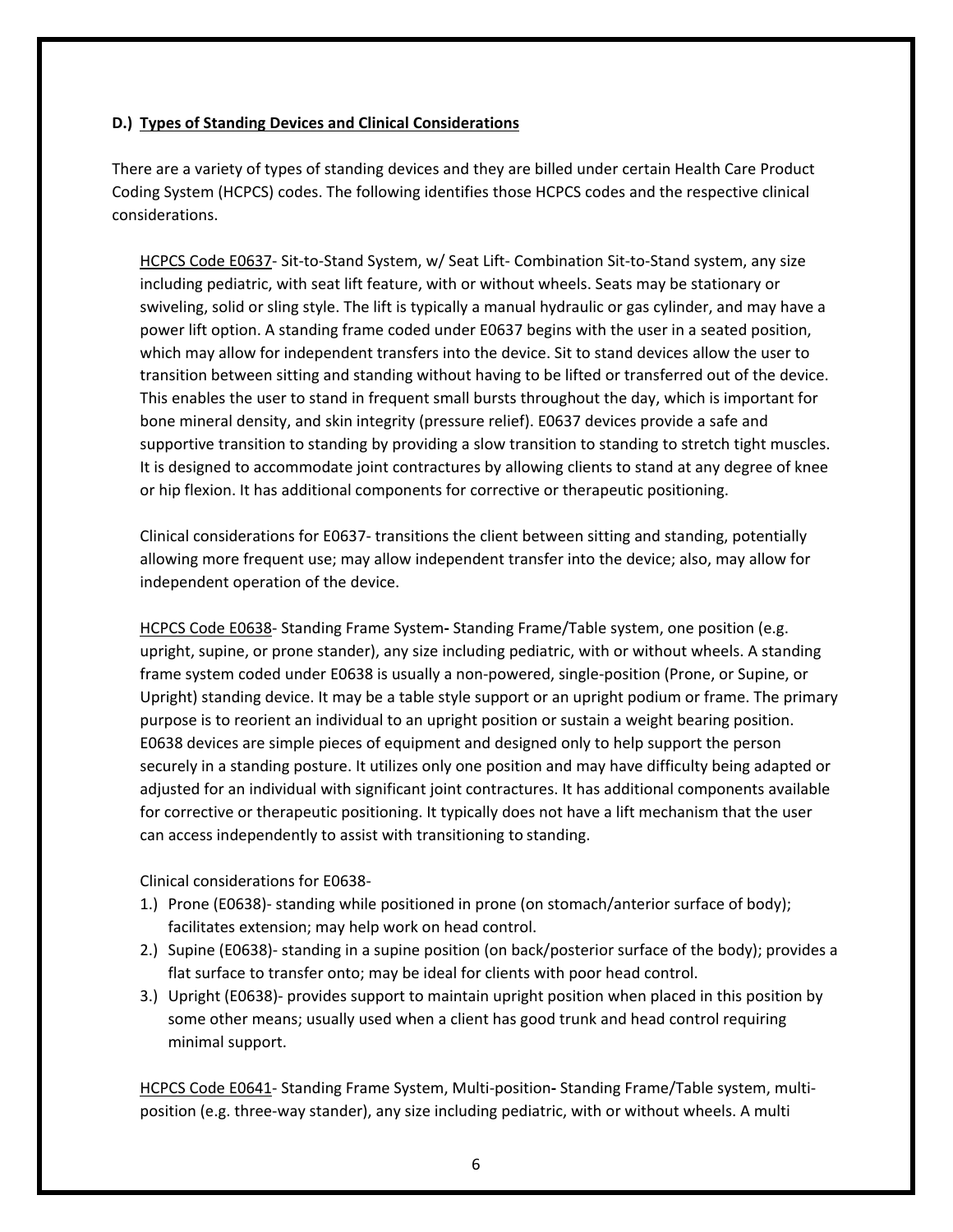**D.) Types of Standing Devices and Clinical Considerations**

There are a variety of types of standing devices and they are billed under certain Health Care Product Coding System (HCPCS) codes. The following identifies those HCPCS codes and the respective clinical considerations.

HCPCS Code E0637- Sit-to-Stand System, w/ Seat Lift- Combination Sit-to-Stand system, any size including pediatric, with seat lift feature, with or without wheels. Seats may be stationary or swiveling, solid or sling style. The lift is typically a manual hydraulic or gas cylinder, and may have a power lift option. A standing frame coded under E0637 begins with the user in a seated position, which may allow for independent transfers into the device. Sit to stand devices allow the user to transition between sitting and standing without having to be lifted or transferred out of the device. This enables the user to stand in frequent small bursts throughout the day, which is important for bone mineral density, and skin integrity (pressure relief). E0637 devices provide a safe and supportive transition to standing by providing a slow transition to standing to stretch tight muscles. It is designed to accommodate joint contractures by allowing clients to stand at any degree of knee or hip flexion. It has additional components for corrective or therapeutic positioning.

Clinical considerations for E0637- transitions the client between sitting and standing, potentially allowing more frequent use; may allow independent transfer into the device; also, may allow for independent operation of the device.

HCPCS Code E0638- Standing Frame System**-** Standing Frame/Table system, one position (e.g. upright, supine, or prone stander), any size including pediatric, with or without wheels. A standing frame system coded under E0638 is usually a non-powered, single-position (Prone, or Supine, or Upright) standing device. It may be a table style support or an upright podium or frame. The primary purpose is to reorient an individual to an upright position or sustain a weight bearing position. E0638 devices are simple pieces of equipment and designed only to help support the person securely in a standing posture. It utilizes only one position and may have difficulty being adapted or adjusted for an individual with significant joint contractures. It has additional components available for corrective or therapeutic positioning. It typically does not have a lift mechanism that the user can access independently to assist with transitioning to standing.

Clinical considerations for E0638-

1.) Prone (E0638)- standing while positioned in prone (on stomach/anterior surface of body); facilitates extension; may help work on head control.
2.) Supine (E0638)- standing in a supine position (on back/posterior surface of the body); provides a flat surface to transfer onto; may be ideal for clients with poor head control.
3.) Upright (E0638)- provides support to maintain upright position when placed in this position by some other means; usually used when a client has good trunk and head control requiring minimal support.

HCPCS Code E0641- Standing Frame System, Multi-position**-** Standing Frame/Table system, multi-position (e.g. three-way stander), any size including pediatric, with or without wheels. A multi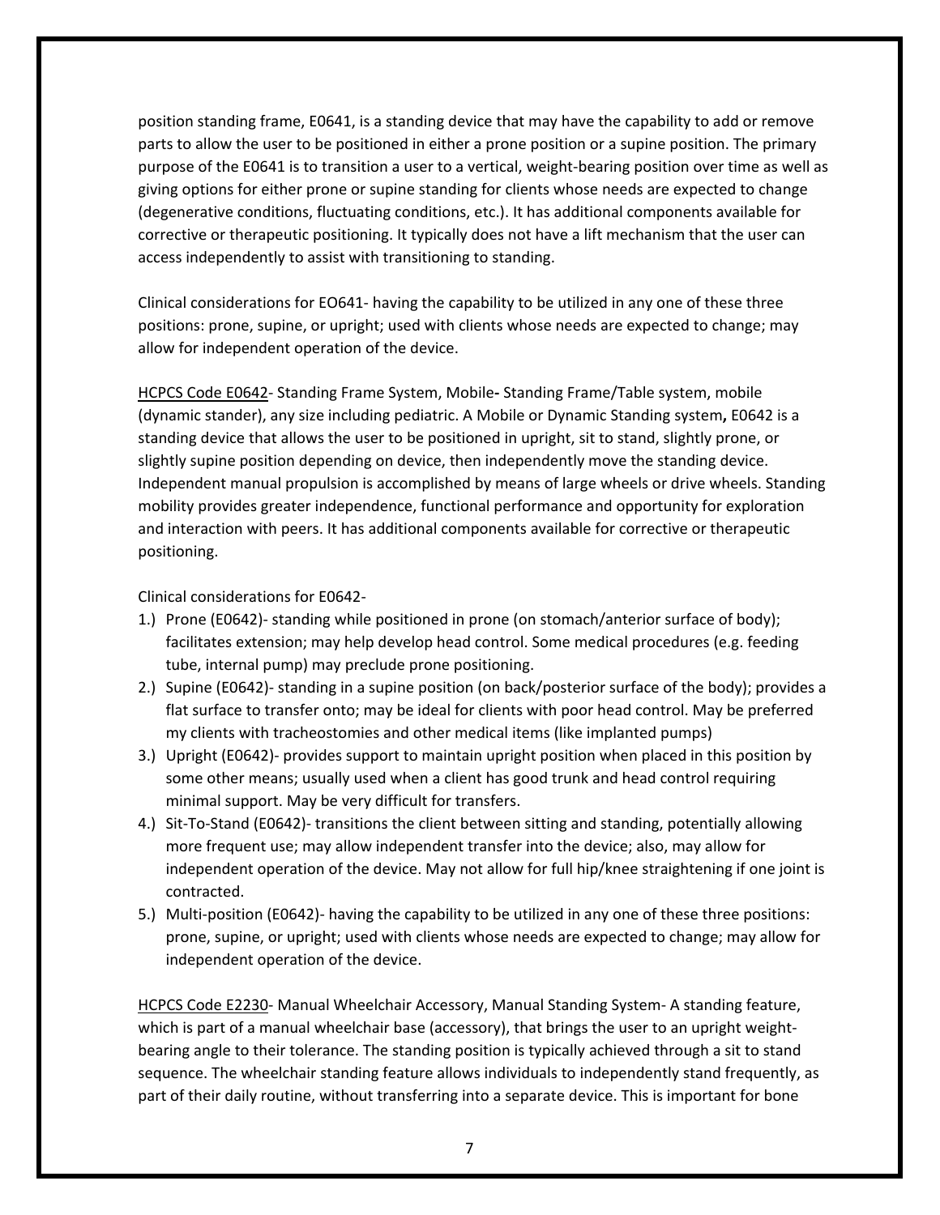position standing frame, E0641, is a standing device that may have the capability to add or remove parts to allow the user to be positioned in either a prone position or a supine position. The primary purpose of the E0641 is to transition a user to a vertical, weight-bearing position over time as well as giving options for either prone or supine standing for clients whose needs are expected to change (degenerative conditions, fluctuating conditions, etc.). It has additional components available for corrective or therapeutic positioning. It typically does not have a lift mechanism that the user can access independently to assist with transitioning to standing.

Clinical considerations for EO641- having the capability to be utilized in any one of these three positions: prone, supine, or upright; used with clients whose needs are expected to change; may allow for independent operation of the device.

<u>HCPCS Code E0642</u>- Standing Frame System, Mobile**-** Standing Frame/Table system, mobile (dynamic stander), any size including pediatric. A Mobile or Dynamic Standing system**,** E0642 is a standing device that allows the user to be positioned in upright, sit to stand, slightly prone, or slightly supine position depending on device, then independently move the standing device. Independent manual propulsion is accomplished by means of large wheels or drive wheels. Standing mobility provides greater independence, functional performance and opportunity for exploration and interaction with peers. It has additional components available for corrective or therapeutic positioning.

Clinical considerations for E0642-

1.) Prone (E0642)- standing while positioned in prone (on stomach/anterior surface of body); facilitates extension; may help develop head control. Some medical procedures (e.g. feeding tube, internal pump) may preclude prone positioning.
2.) Supine (E0642)- standing in a supine position (on back/posterior surface of the body); provides a flat surface to transfer onto; may be ideal for clients with poor head control. May be preferred my clients with tracheostomies and other medical items (like implanted pumps)
3.) Upright (E0642)- provides support to maintain upright position when placed in this position by some other means; usually used when a client has good trunk and head control requiring minimal support. May be very difficult for transfers.
4.) Sit-To-Stand (E0642)- transitions the client between sitting and standing, potentially allowing more frequent use; may allow independent transfer into the device; also, may allow for independent operation of the device. May not allow for full hip/knee straightening if one joint is contracted.
5.) Multi-position (E0642)- having the capability to be utilized in any one of these three positions: prone, supine, or upright; used with clients whose needs are expected to change; may allow for independent operation of the device.

<u>HCPCS Code E2230</u>- Manual Wheelchair Accessory, Manual Standing System- A standing feature, which is part of a manual wheelchair base (accessory), that brings the user to an upright weight-bearing angle to their tolerance. The standing position is typically achieved through a sit to stand sequence. The wheelchair standing feature allows individuals to independently stand frequently, as part of their daily routine, without transferring into a separate device. This is important for bone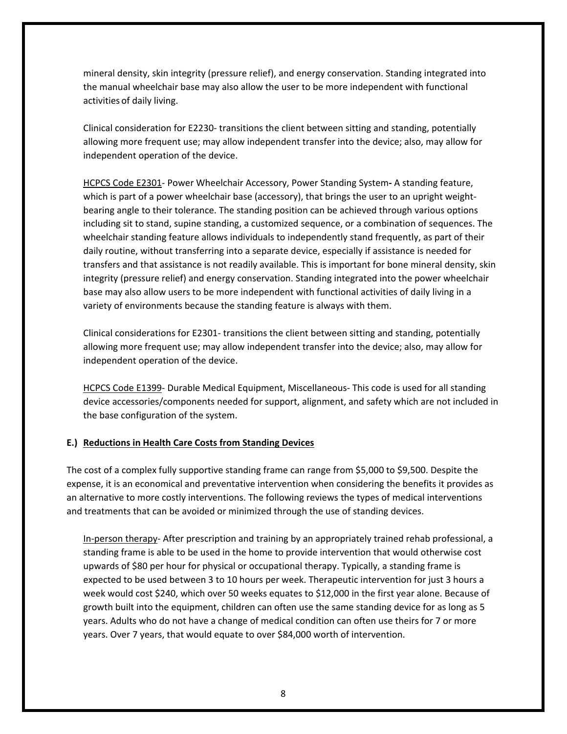mineral density, skin integrity (pressure relief), and energy conservation. Standing integrated into the manual wheelchair base may also allow the user to be more independent with functional activities of daily living.

Clinical consideration for E2230- transitions the client between sitting and standing, potentially allowing more frequent use; may allow independent transfer into the device; also, may allow for independent operation of the device.

<u>HCPCS Code E2301</u>- Power Wheelchair Accessory, Power Standing System**-** A standing feature, which is part of a power wheelchair base (accessory), that brings the user to an upright weight-bearing angle to their tolerance. The standing position can be achieved through various options including sit to stand, supine standing, a customized sequence, or a combination of sequences. The wheelchair standing feature allows individuals to independently stand frequently, as part of their daily routine, without transferring into a separate device, especially if assistance is needed for transfers and that assistance is not readily available. This is important for bone mineral density, skin integrity (pressure relief) and energy conservation. Standing integrated into the power wheelchair base may also allow users to be more independent with functional activities of daily living in a variety of environments because the standing feature is always with them.

Clinical considerations for E2301- transitions the client between sitting and standing, potentially allowing more frequent use; may allow independent transfer into the device; also, may allow for independent operation of the device.

<u>HCPCS Code E1399</u>- Durable Medical Equipment, Miscellaneous- This code is used for all standing device accessories/components needed for support, alignment, and safety which are not included in the base configuration of the system.

### E.) <u>Reductions in Health Care Costs from Standing Devices</u>

The cost of a complex fully supportive standing frame can range from $5,000 to $9,500. Despite the expense, it is an economical and preventative intervention when considering the benefits it provides as an alternative to more costly interventions. The following reviews the types of medical interventions and treatments that can be avoided or minimized through the use of standing devices.

<u>In-person therapy</u>- After prescription and training by an appropriately trained rehab professional, a standing frame is able to be used in the home to provide intervention that would otherwise cost upwards of $80 per hour for physical or occupational therapy. Typically, a standing frame is expected to be used between 3 to 10 hours per week. Therapeutic intervention for just 3 hours a week would cost $240, which over 50 weeks equates to $12,000 in the first year alone. Because of growth built into the equipment, children can often use the same standing device for as long as 5 years. Adults who do not have a change of medical condition can often use theirs for 7 or more years. Over 7 years, that would equate to over $84,000 worth of intervention.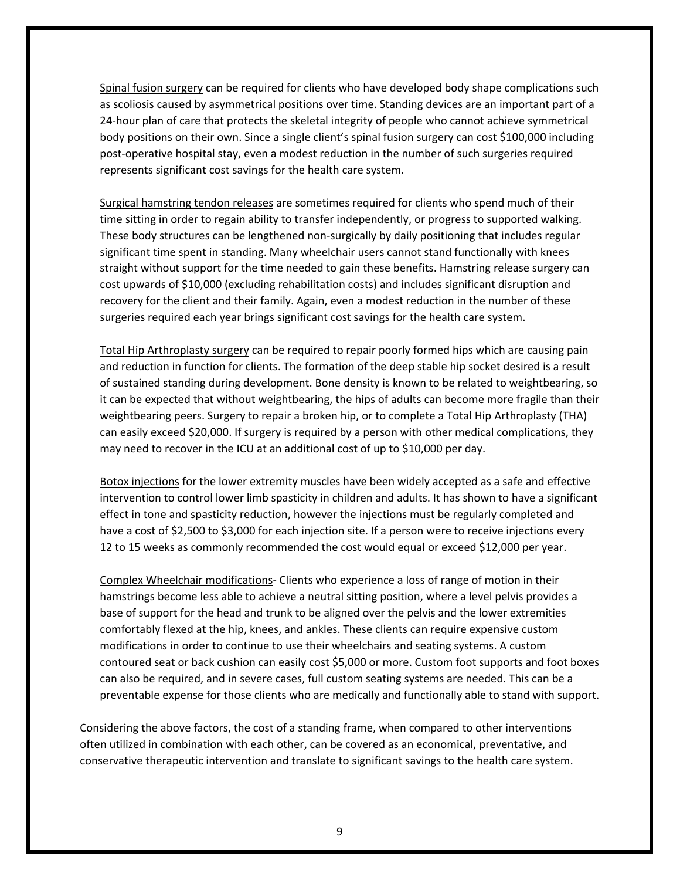Spinal fusion surgery can be required for clients who have developed body shape complications such as scoliosis caused by asymmetrical positions over time. Standing devices are an important part of a 24-hour plan of care that protects the skeletal integrity of people who cannot achieve symmetrical body positions on their own. Since a single client's spinal fusion surgery can cost $100,000 including post-operative hospital stay, even a modest reduction in the number of such surgeries required represents significant cost savings for the health care system.

Surgical hamstring tendon releases are sometimes required for clients who spend much of their time sitting in order to regain ability to transfer independently, or progress to supported walking. These body structures can be lengthened non-surgically by daily positioning that includes regular significant time spent in standing. Many wheelchair users cannot stand functionally with knees straight without support for the time needed to gain these benefits. Hamstring release surgery can cost upwards of $10,000 (excluding rehabilitation costs) and includes significant disruption and recovery for the client and their family. Again, even a modest reduction in the number of these surgeries required each year brings significant cost savings for the health care system.

Total Hip Arthroplasty surgery can be required to repair poorly formed hips which are causing pain and reduction in function for clients. The formation of the deep stable hip socket desired is a result of sustained standing during development. Bone density is known to be related to weightbearing, so it can be expected that without weightbearing, the hips of adults can become more fragile than their weightbearing peers. Surgery to repair a broken hip, or to complete a Total Hip Arthroplasty (THA) can easily exceed $20,000. If surgery is required by a person with other medical complications, they may need to recover in the ICU at an additional cost of up to $10,000 per day.

Botox injections for the lower extremity muscles have been widely accepted as a safe and effective intervention to control lower limb spasticity in children and adults. It has shown to have a significant effect in tone and spasticity reduction, however the injections must be regularly completed and have a cost of $2,500 to $3,000 for each injection site. If a person were to receive injections every 12 to 15 weeks as commonly recommended the cost would equal or exceed $12,000 per year.

Complex Wheelchair modifications- Clients who experience a loss of range of motion in their hamstrings become less able to achieve a neutral sitting position, where a level pelvis provides a base of support for the head and trunk to be aligned over the pelvis and the lower extremities comfortably flexed at the hip, knees, and ankles. These clients can require expensive custom modifications in order to continue to use their wheelchairs and seating systems. A custom contoured seat or back cushion can easily cost $5,000 or more. Custom foot supports and foot boxes can also be required, and in severe cases, full custom seating systems are needed. This can be a preventable expense for those clients who are medically and functionally able to stand with support.

Considering the above factors, the cost of a standing frame, when compared to other interventions often utilized in combination with each other, can be covered as an economical, preventative, and conservative therapeutic intervention and translate to significant savings to the health care system.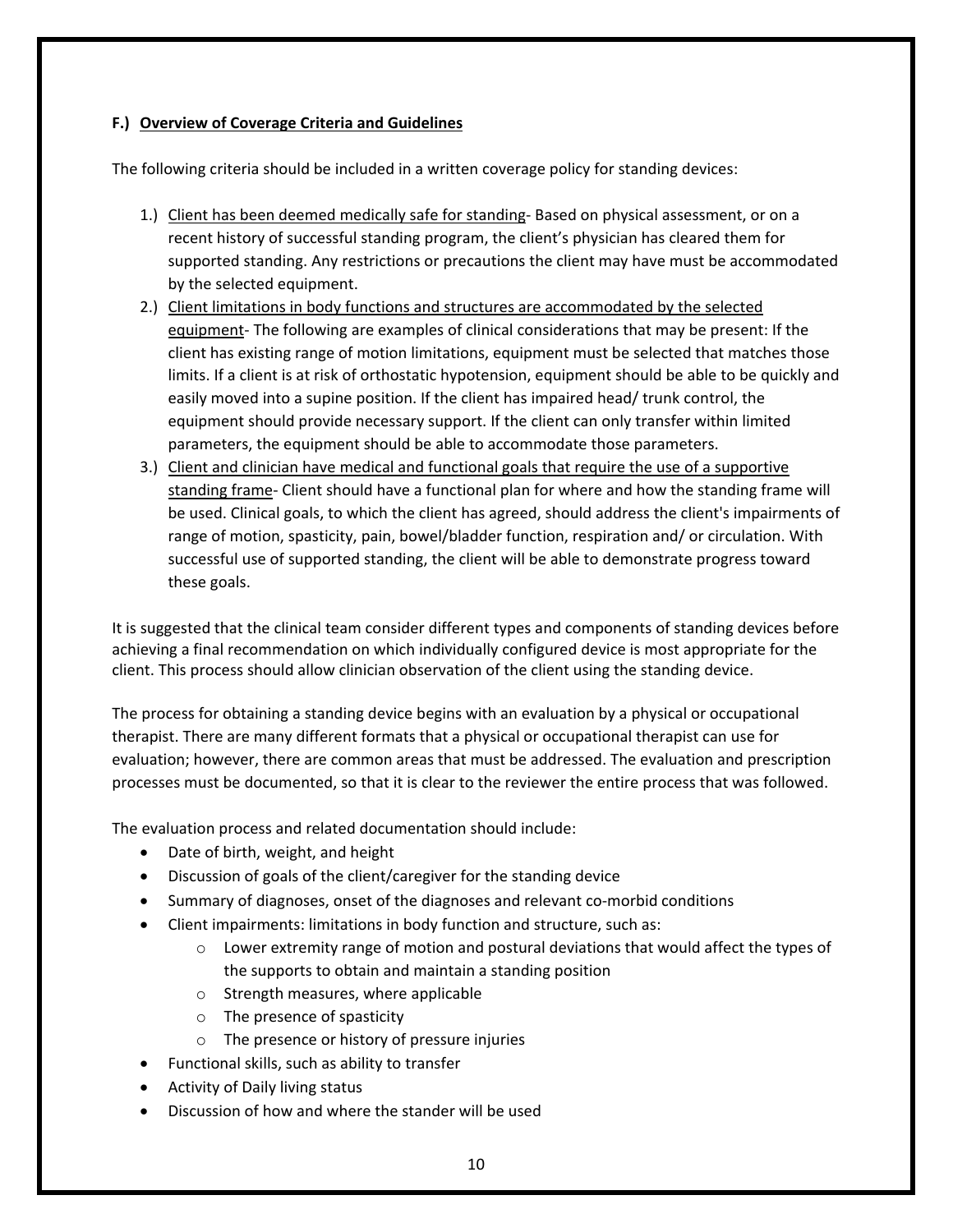### F.) <u>Overview of Coverage Criteria and Guidelines</u>

The following criteria should be included in a written coverage policy for standing devices:

1.) <u>Client has been deemed medically safe for standing</u>- Based on physical assessment, or on a recent history of successful standing program, the client's physician has cleared them for supported standing. Any restrictions or precautions the client may have must be accommodated by the selected equipment.
2.) <u>Client limitations in body functions and structures are accommodated by the selected equipment</u>- The following are examples of clinical considerations that may be present: If the client has existing range of motion limitations, equipment must be selected that matches those limits. If a client is at risk of orthostatic hypotension, equipment should be able to be quickly and easily moved into a supine position. If the client has impaired head/ trunk control, the equipment should provide necessary support. If the client can only transfer within limited parameters, the equipment should be able to accommodate those parameters.
3.) <u>Client and clinician have medical and functional goals that require the use of a supportive standing frame</u>- Client should have a functional plan for where and how the standing frame will be used. Clinical goals, to which the client has agreed, should address the client's impairments of range of motion, spasticity, pain, bowel/bladder function, respiration and/ or circulation. With successful use of supported standing, the client will be able to demonstrate progress toward these goals.

It is suggested that the clinical team consider different types and components of standing devices before achieving a final recommendation on which individually configured device is most appropriate for the client. This process should allow clinician observation of the client using the standing device.

The process for obtaining a standing device begins with an evaluation by a physical or occupational therapist. There are many different formats that a physical or occupational therapist can use for evaluation; however, there are common areas that must be addressed. The evaluation and prescription processes must be documented, so that it is clear to the reviewer the entire process that was followed.

The evaluation process and related documentation should include:

- Date of birth, weight, and height
- Discussion of goals of the client/caregiver for the standing device
- Summary of diagnoses, onset of the diagnoses and relevant co-morbid conditions
- Client impairments: limitations in body function and structure, such as:
  - Lower extremity range of motion and postural deviations that would affect the types of the supports to obtain and maintain a standing position
  - Strength measures, where applicable
  - The presence of spasticity
  - The presence or history of pressure injuries
- Functional skills, such as ability to transfer
- Activity of Daily living status
- Discussion of how and where the stander will be used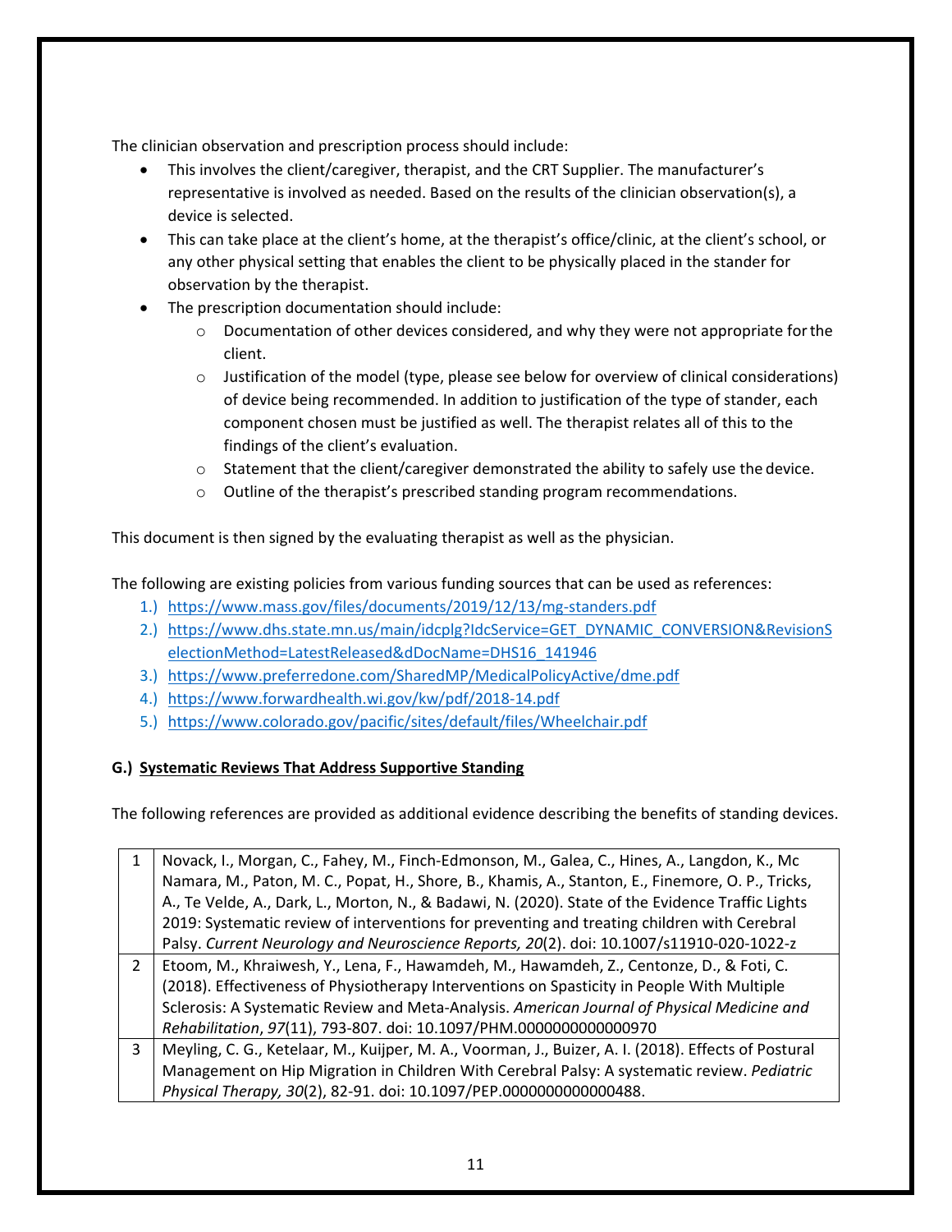The clinician observation and prescription process should include:

- This involves the client/caregiver, therapist, and the CRT Supplier. The manufacturer's representative is involved as needed. Based on the results of the clinician observation(s), a device is selected.
- This can take place at the client's home, at the therapist's office/clinic, at the client's school, or any other physical setting that enables the client to be physically placed in the stander for observation by the therapist.
- The prescription documentation should include:
  - Documentation of other devices considered, and why they were not appropriate for the client.
  - Justification of the model (type, please see below for overview of clinical considerations) of device being recommended. In addition to justification of the type of stander, each component chosen must be justified as well. The therapist relates all of this to the findings of the client's evaluation.
  - Statement that the client/caregiver demonstrated the ability to safely use the device.
  - Outline of the therapist's prescribed standing program recommendations.

This document is then signed by the evaluating therapist as well as the physician.

The following are existing policies from various funding sources that can be used as references:

1.) https://www.mass.gov/files/documents/2019/12/13/mg-standers.pdf
2.) https://www.dhs.state.mn.us/main/idcplg?IdcService=GET_DYNAMIC_CONVERSION&RevisionSelectionMethod=LatestReleased&dDocName=DHS16_141946
3.) https://www.preferredone.com/SharedMP/MedicalPolicyActive/dme.pdf
4.) https://www.forwardhealth.wi.gov/kw/pdf/2018-14.pdf
5.) https://www.colorado.gov/pacific/sites/default/files/Wheelchair.pdf

### G.) Systematic Reviews That Address Supportive Standing

The following references are provided as additional evidence describing the benefits of standing devices.

| | |
|---|---|
| 1 | Novack, I., Morgan, C., Fahey, M., Finch-Edmonson, M., Galea, C., Hines, A., Langdon, K., Mc Namara, M., Paton, M. C., Popat, H., Shore, B., Khamis, A., Stanton, E., Finemore, O. P., Tricks, A., Te Velde, A., Dark, L., Morton, N., & Badawi, N. (2020). State of the Evidence Traffic Lights 2019: Systematic review of interventions for preventing and treating children with Cerebral Palsy. *Current Neurology and Neuroscience Reports, 20*(2). doi: 10.1007/s11910-020-1022-z |
| 2 | Etoom, M., Khraiwesh, Y., Lena, F., Hawamdeh, M., Hawamdeh, Z., Centonze, D., & Foti, C. (2018). Effectiveness of Physiotherapy Interventions on Spasticity in People With Multiple Sclerosis: A Systematic Review and Meta-Analysis. *American Journal of Physical Medicine and Rehabilitation*, *97*(11), 793-807. doi: 10.1097/PHM.0000000000000970 |
| 3 | Meyling, C. G., Ketelaar, M., Kuijper, M. A., Voorman, J., Buizer, A. I. (2018). Effects of Postural Management on Hip Migration in Children With Cerebral Palsy: A systematic review. *Pediatric Physical Therapy, 30*(2), 82-91. doi: 10.1097/PEP.0000000000000488. |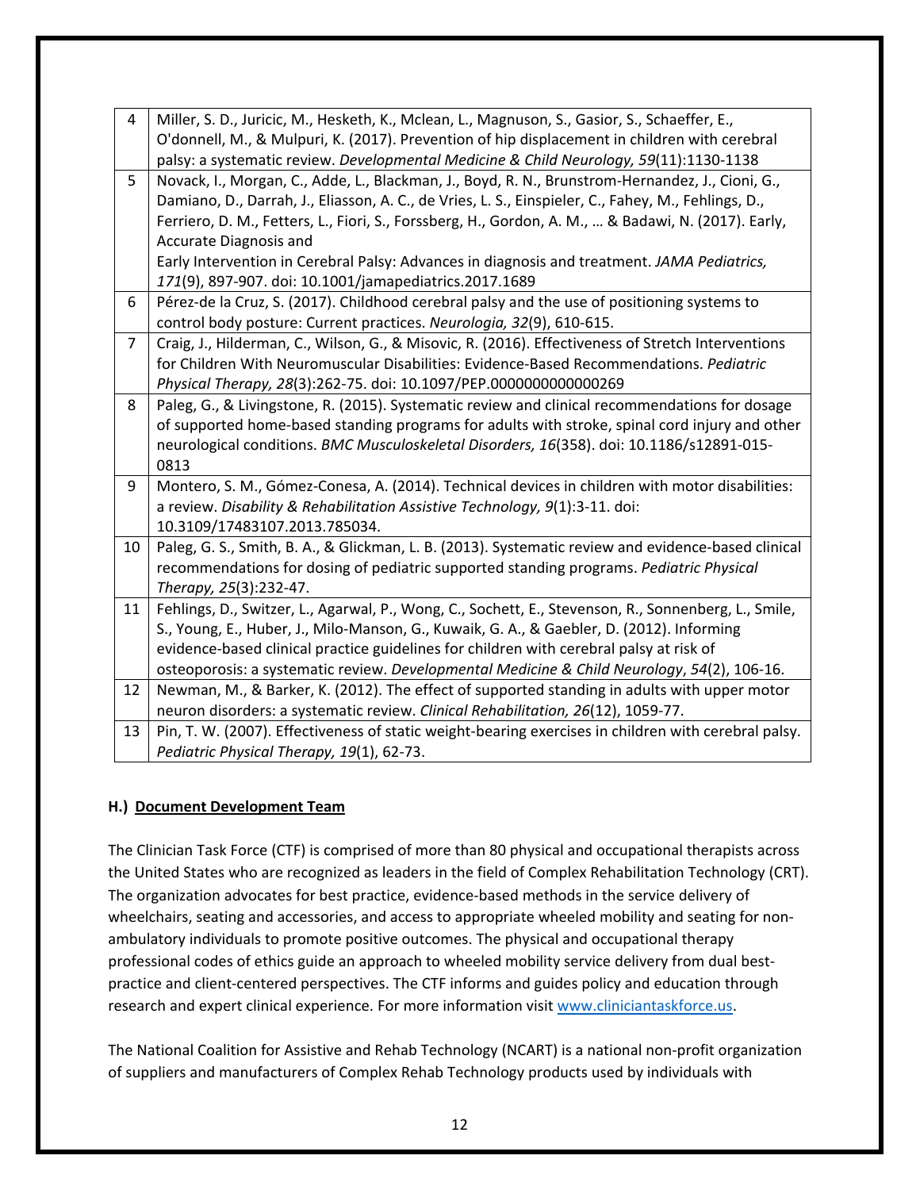| | |
|---|---|
| 4 | Miller, S. D., Juricic, M., Hesketh, K., Mclean, L., Magnuson, S., Gasior, S., Schaeffer, E., O'donnell, M., & Mulpuri, K. (2017). Prevention of hip displacement in children with cerebral palsy: a systematic review. *Developmental Medicine & Child Neurology, 59*(11):1130-1138 |
| 5 | Novack, I., Morgan, C., Adde, L., Blackman, J., Boyd, R. N., Brunstrom-Hernandez, J., Cioni, G., Damiano, D., Darrah, J., Eliasson, A. C., de Vries, L. S., Einspieler, C., Fahey, M., Fehlings, D., Ferriero, D. M., Fetters, L., Fiori, S., Forssberg, H., Gordon, A. M., … & Badawi, N. (2017). Early, Accurate Diagnosis and Early Intervention in Cerebral Palsy: Advances in diagnosis and treatment. *JAMA Pediatrics, 171*(9), 897-907. doi: 10.1001/jamapediatrics.2017.1689 |
| 6 | Pérez-de la Cruz, S. (2017). Childhood cerebral palsy and the use of positioning systems to control body posture: Current practices. *Neurologia, 32*(9), 610-615. |
| 7 | Craig, J., Hilderman, C., Wilson, G., & Misovic, R. (2016). Effectiveness of Stretch Interventions for Children With Neuromuscular Disabilities: Evidence-Based Recommendations. *Pediatric Physical Therapy, 28*(3):262-75. doi: 10.1097/PEP.0000000000000269 |
| 8 | Paleg, G., & Livingstone, R. (2015). Systematic review and clinical recommendations for dosage of supported home-based standing programs for adults with stroke, spinal cord injury and other neurological conditions. *BMC Musculoskeletal Disorders, 16*(358). doi: 10.1186/s12891-015-0813 |
| 9 | Montero, S. M., Gómez-Conesa, A. (2014). Technical devices in children with motor disabilities: a review. *Disability & Rehabilitation Assistive Technology, 9*(1):3-11. doi: 10.3109/17483107.2013.785034. |
| 10 | Paleg, G. S., Smith, B. A., & Glickman, L. B. (2013). Systematic review and evidence-based clinical recommendations for dosing of pediatric supported standing programs. *Pediatric Physical Therapy, 25*(3):232-47. |
| 11 | Fehlings, D., Switzer, L., Agarwal, P., Wong, C., Sochett, E., Stevenson, R., Sonnenberg, L., Smile, S., Young, E., Huber, J., Milo-Manson, G., Kuwaik, G. A., & Gaebler, D. (2012). Informing evidence-based clinical practice guidelines for children with cerebral palsy at risk of osteoporosis: a systematic review. *Developmental Medicine & Child Neurology*, *54*(2), 106-16. |
| 12 | Newman, M., & Barker, K. (2012). The effect of supported standing in adults with upper motor neuron disorders: a systematic review. *Clinical Rehabilitation, 26*(12), 1059-77. |
| 13 | Pin, T. W. (2007). Effectiveness of static weight-bearing exercises in children with cerebral palsy. *Pediatric Physical Therapy, 19*(1), 62-73. |

## H.) Document Development Team

The Clinician Task Force (CTF) is comprised of more than 80 physical and occupational therapists across the United States who are recognized as leaders in the field of Complex Rehabilitation Technology (CRT). The organization advocates for best practice, evidence-based methods in the service delivery of wheelchairs, seating and accessories, and access to appropriate wheeled mobility and seating for non-ambulatory individuals to promote positive outcomes. The physical and occupational therapy professional codes of ethics guide an approach to wheeled mobility service delivery from dual best-practice and client-centered perspectives. The CTF informs and guides policy and education through research and expert clinical experience. For more information visit www.cliniciantaskforce.us.

The National Coalition for Assistive and Rehab Technology (NCART) is a national non-profit organization of suppliers and manufacturers of Complex Rehab Technology products used by individuals with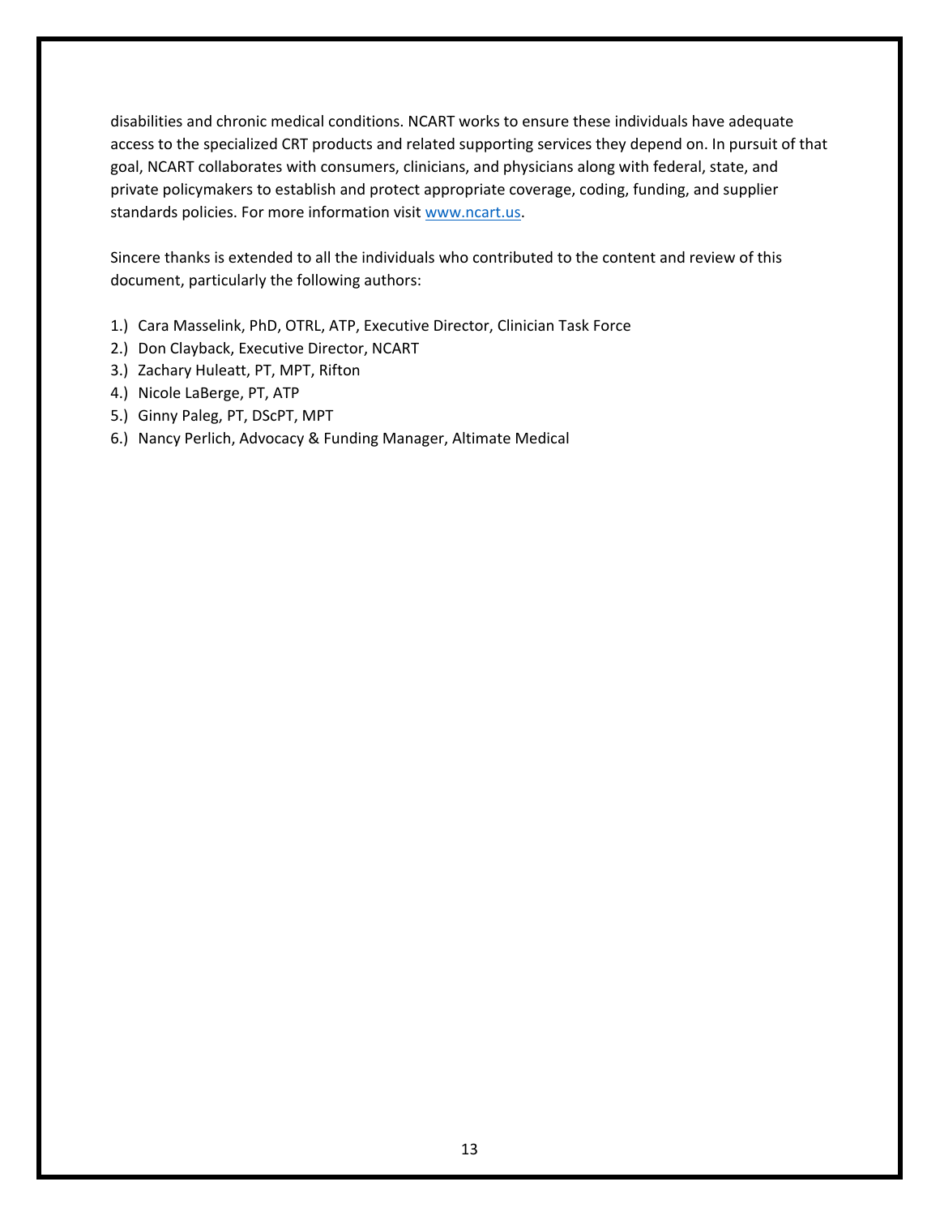disabilities and chronic medical conditions. NCART works to ensure these individuals have adequate access to the specialized CRT products and related supporting services they depend on. In pursuit of that goal, NCART collaborates with consumers, clinicians, and physicians along with federal, state, and private policymakers to establish and protect appropriate coverage, coding, funding, and supplier standards policies. For more information visit [www.ncart.us](http://www.ncart.us).

Sincere thanks is extended to all the individuals who contributed to the content and review of this document, particularly the following authors:

1.) Cara Masselink, PhD, OTRL, ATP, Executive Director, Clinician Task Force
2.) Don Clayback, Executive Director, NCART
3.) Zachary Huleatt, PT, MPT, Rifton
4.) Nicole LaBerge, PT, ATP
5.) Ginny Paleg, PT, DScPT, MPT
6.) Nancy Perlich, Advocacy & Funding Manager, Altimate Medical